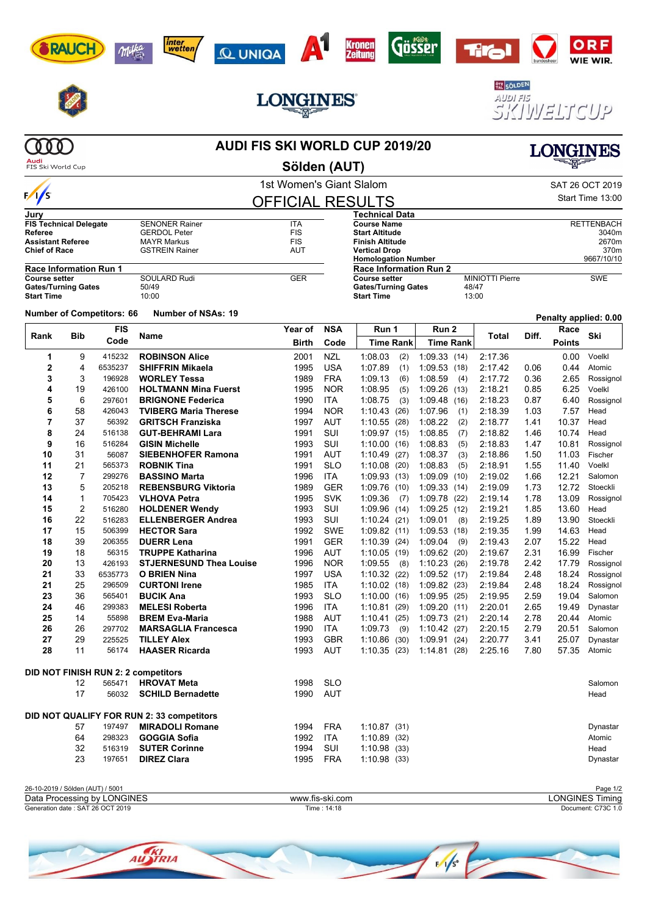# AUDI FIS SKI WORLD CUP 2019/20

## Sölden (AUT)

### 1st Women's Giant Slalom

SAT 26 OCT 2019
Start Time 13:00

## OFFICIAL RESULTS

| Jury | | |
|---|---|---|
| **FIS Technical Delegate** | SENONER Rainer | ITA |
| **Referee** | GERDOL Peter | FIS |
| **Assistant Referee** | MAYR Markus | FIS |
| **Chief of Race** | GSTREIN Rainer | AUT |

| Technical Data | |
|---|---|
| **Course Name** | RETTENBACH |
| **Start Altitude** | 3040m |
| **Finish Altitude** | 2670m |
| **Vertical Drop** | 370m |
| **Homologation Number** | 9667/10/10 |

| Race Information Run 1 | | |
|---|---|---|
| **Course setter** | SOULARD Rudi | GER |
| **Gates/Turning Gates** | 50/49 | |
| **Start Time** | 10:00 | |

| Race Information Run 2 | | |
|---|---|---|
| **Course setter** | MINIOTTI Pierre | SWE |
| **Gates/Turning Gates** | 48/47 | |
| **Start Time** | 13:00 | |

**Number of Competitors: 66** **Number of NSAs: 19**

**Penalty applied: 0.00**

| Rank | Bib | FIS Code | Name | Year of Birth | NSA Code | Run 1 Time | Rank | Run 2 Time | Rank | Total | Diff. | Race Points | Ski |
|---|---|---|---|---|---|---|---|---|---|---|---|---|---|
| 1 | 9 | 415232 | **ROBINSON Alice** | 2001 | NZL | 1:08.03 | (2) | 1:09.33 | (14) | 2:17.36 | | 0.00 | Voelkl |
| 2 | 4 | 6535237 | **SHIFFRIN Mikaela** | 1995 | USA | 1:07.89 | (1) | 1:09.53 | (18) | 2:17.42 | 0.06 | 0.44 | Atomic |
| 3 | 3 | 196928 | **WORLEY Tessa** | 1989 | FRA | 1:09.13 | (6) | 1:08.59 | (4) | 2:17.72 | 0.36 | 2.65 | Rossignol |
| 4 | 19 | 426100 | **HOLTMANN Mina Fuerst** | 1995 | NOR | 1:08.95 | (5) | 1:09.26 | (13) | 2:18.21 | 0.85 | 6.25 | Voelkl |
| 5 | 6 | 297601 | **BRIGNONE Federica** | 1990 | ITA | 1:08.75 | (3) | 1:09.48 | (16) | 2:18.23 | 0.87 | 6.40 | Rossignol |
| 6 | 58 | 426043 | **TVIBERG Maria Therese** | 1994 | NOR | 1:10.43 | (26) | 1:07.96 | (1) | 2:18.39 | 1.03 | 7.57 | Head |
| 7 | 37 | 56392 | **GRITSCH Franziska** | 1997 | AUT | 1:10.55 | (28) | 1:08.22 | (2) | 2:18.77 | 1.41 | 10.37 | Head |
| 8 | 24 | 516138 | **GUT-BEHRAMI Lara** | 1991 | SUI | 1:09.97 | (15) | 1:08.85 | (7) | 2:18.82 | 1.46 | 10.74 | Head |
| 9 | 16 | 516284 | **GISIN Michelle** | 1993 | SUI | 1:10.00 | (16) | 1:08.83 | (5) | 2:18.83 | 1.47 | 10.81 | Rossignol |
| 10 | 31 | 56087 | **SIEBENHOFER Ramona** | 1991 | AUT | 1:10.49 | (27) | 1:08.37 | (3) | 2:18.86 | 1.50 | 11.03 | Fischer |
| 11 | 21 | 565373 | **ROBNIK Tina** | 1991 | SLO | 1:10.08 | (20) | 1:08.83 | (5) | 2:18.91 | 1.55 | 11.40 | Voelkl |
| 12 | 7 | 299276 | **BASSINO Marta** | 1996 | ITA | 1:09.93 | (13) | 1:09.09 | (10) | 2:19.02 | 1.66 | 12.21 | Salomon |
| 13 | 5 | 205218 | **REBENSBURG Viktoria** | 1989 | GER | 1:09.76 | (10) | 1:09.33 | (14) | 2:19.09 | 1.73 | 12.72 | Stoeckli |
| 14 | 1 | 705423 | **VLHOVA Petra** | 1995 | SVK | 1:09.36 | (7) | 1:09.78 | (22) | 2:19.14 | 1.78 | 13.09 | Rossignol |
| 15 | 2 | 516280 | **HOLDENER Wendy** | 1993 | SUI | 1:09.96 | (14) | 1:09.25 | (12) | 2:19.21 | 1.85 | 13.60 | Head |
| 16 | 22 | 516283 | **ELLENBERGER Andrea** | 1993 | SUI | 1:10.24 | (21) | 1:09.01 | (8) | 2:19.25 | 1.89 | 13.90 | Stoeckli |
| 17 | 15 | 506399 | **HECTOR Sara** | 1992 | SWE | 1:09.82 | (11) | 1:09.53 | (18) | 2:19.35 | 1.99 | 14.63 | Head |
| 18 | 39 | 206355 | **DUERR Lena** | 1991 | GER | 1:10.39 | (24) | 1:09.04 | (9) | 2:19.43 | 2.07 | 15.22 | Head |
| 19 | 18 | 56315 | **TRUPPE Katharina** | 1996 | AUT | 1:10.05 | (19) | 1:09.62 | (20) | 2:19.67 | 2.31 | 16.99 | Fischer |
| 20 | 13 | 426193 | **STJERNESUND Thea Louise** | 1996 | NOR | 1:09.55 | (8) | 1:10.23 | (26) | 2:19.78 | 2.42 | 17.79 | Rossignol |
| 21 | 33 | 6535773 | **O BRIEN Nina** | 1997 | USA | 1:10.32 | (22) | 1:09.52 | (17) | 2:19.84 | 2.48 | 18.24 | Rossignol |
| 21 | 25 | 296509 | **CURTONI Irene** | 1985 | ITA | 1:10.02 | (18) | 1:09.82 | (23) | 2:19.84 | 2.48 | 18.24 | Rossignol |
| 23 | 36 | 565401 | **BUCIK Ana** | 1993 | SLO | 1:10.00 | (16) | 1:09.95 | (25) | 2:19.95 | 2.59 | 19.04 | Salomon |
| 24 | 46 | 299383 | **MELESI Roberta** | 1996 | ITA | 1:10.81 | (29) | 1:09.20 | (11) | 2:20.01 | 2.65 | 19.49 | Dynastar |
| 25 | 14 | 55898 | **BREM Eva-Maria** | 1988 | AUT | 1:10.41 | (25) | 1:09.73 | (21) | 2:20.14 | 2.78 | 20.44 | Atomic |
| 26 | 26 | 297702 | **MARSAGLIA Francesca** | 1990 | ITA | 1:09.73 | (9) | 1:10.42 | (27) | 2:20.15 | 2.79 | 20.51 | Salomon |
| 27 | 29 | 225525 | **TILLEY Alex** | 1993 | GBR | 1:10.86 | (30) | 1:09.91 | (24) | 2:20.77 | 3.41 | 25.07 | Dynastar |
| 28 | 11 | 56174 | **HAASER Ricarda** | 1993 | AUT | 1:10.35 | (23) | 1:14.81 | (28) | 2:25.16 | 7.80 | 57.35 | Atomic |

**DID NOT FINISH RUN 2: 2 competitors**

| Bib | FIS Code | Name | Year of Birth | NSA Code | Ski |
|---|---|---|---|---|---|
| 12 | 565471 | **HROVAT Meta** | 1998 | SLO | Salomon |
| 17 | 56032 | **SCHILD Bernadette** | 1990 | AUT | Head |

**DID NOT QUALIFY FOR RUN 2: 33 competitors**

| Bib | FIS Code | Name | Year of Birth | NSA Code | Run 1 Time | Rank | Ski |
|---|---|---|---|---|---|---|---|
| 57 | 197497 | **MIRADOLI Romane** | 1994 | FRA | 1:10.87 | (31) | Dynastar |
| 64 | 298323 | **GOGGIA Sofia** | 1992 | ITA | 1:10.89 | (32) | Atomic |
| 32 | 516319 | **SUTER Corinne** | 1994 | SUI | 1:10.98 | (33) | Head |
| 23 | 197651 | **DIREZ Clara** | 1995 | FRA | 1:10.98 | (33) | Dynastar |

26-10-2019 / Sölden (AUT) / 5001
Data Processing by LONGINES — www.fis-ski.com — LONGINES Timing
Generation date : SAT 26 OCT 2019 — Time : 14:18 — Document: C73C 1.0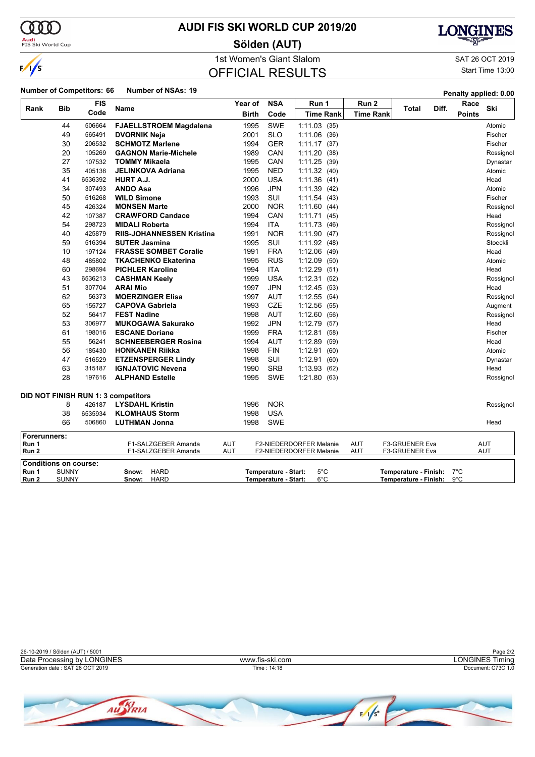# AUDI FIS SKI WORLD CUP 2019/20

## Sölden (AUT)

1st Women's Giant Slalom

SAT 26 OCT 2019

# OFFICIAL RESULTS

Start Time 13:00

**Number of Competitors: 66** **Number of NSAs: 19**

**Penalty applied: 0.00**

| Rank | Bib | FIS Code | Name | Year of Birth | NSA Code | Run 1 Time Rank | Run 2 Time Rank | Total | Diff. | Race Points | Ski |
|---|---|---|---|---|---|---|---|---|---|---|---|
| | 44 | 506664 | **FJAELLSTROEM Magdalena** | 1995 | SWE | 1:11.03 (35) | | | | | Atomic |
| | 49 | 565491 | **DVORNIK Neja** | 2001 | SLO | 1:11.06 (36) | | | | | Fischer |
| | 30 | 206532 | **SCHMOTZ Marlene** | 1994 | GER | 1:11.17 (37) | | | | | Fischer |
| | 20 | 105269 | **GAGNON Marie-Michele** | 1989 | CAN | 1:11.20 (38) | | | | | Rossignol |
| | 27 | 107532 | **TOMMY Mikaela** | 1995 | CAN | 1:11.25 (39) | | | | | Dynastar |
| | 35 | 405138 | **JELINKOVA Adriana** | 1995 | NED | 1:11.32 (40) | | | | | Atomic |
| | 41 | 6536392 | **HURT A.J.** | 2000 | USA | 1:11.36 (41) | | | | | Head |
| | 34 | 307493 | **ANDO Asa** | 1996 | JPN | 1:11.39 (42) | | | | | Atomic |
| | 50 | 516268 | **WILD Simone** | 1993 | SUI | 1:11.54 (43) | | | | | Fischer |
| | 45 | 426324 | **MONSEN Marte** | 2000 | NOR | 1:11.60 (44) | | | | | Rossignol |
| | 42 | 107387 | **CRAWFORD Candace** | 1994 | CAN | 1:11.71 (45) | | | | | Head |
| | 54 | 298723 | **MIDALI Roberta** | 1994 | ITA | 1:11.73 (46) | | | | | Rossignol |
| | 40 | 425879 | **RIIS-JOHANNESSEN Kristina** | 1991 | NOR | 1:11.90 (47) | | | | | Rossignol |
| | 59 | 516394 | **SUTER Jasmina** | 1995 | SUI | 1:11.92 (48) | | | | | Stoeckli |
| | 10 | 197124 | **FRASSE SOMBET Coralie** | 1991 | FRA | 1:12.06 (49) | | | | | Head |
| | 48 | 485802 | **TKACHENKO Ekaterina** | 1995 | RUS | 1:12.09 (50) | | | | | Atomic |
| | 60 | 298694 | **PICHLER Karoline** | 1994 | ITA | 1:12.29 (51) | | | | | Head |
| | 43 | 6536213 | **CASHMAN Keely** | 1999 | USA | 1:12.31 (52) | | | | | Rossignol |
| | 51 | 307704 | **ARAI Mio** | 1997 | JPN | 1:12.45 (53) | | | | | Head |
| | 62 | 56373 | **MOERZINGER Elisa** | 1997 | AUT | 1:12.55 (54) | | | | | Rossignol |
| | 65 | 155727 | **CAPOVA Gabriela** | 1993 | CZE | 1:12.56 (55) | | | | | Augment |
| | 52 | 56417 | **FEST Nadine** | 1998 | AUT | 1:12.60 (56) | | | | | Rossignol |
| | 53 | 306977 | **MUKOGAWA Sakurako** | 1992 | JPN | 1:12.79 (57) | | | | | Head |
| | 61 | 198016 | **ESCANE Doriane** | 1999 | FRA | 1:12.81 (58) | | | | | Fischer |
| | 55 | 56241 | **SCHNEEBERGER Rosina** | 1994 | AUT | 1:12.89 (59) | | | | | Head |
| | 56 | 185430 | **HONKANEN Riikka** | 1998 | FIN | 1:12.91 (60) | | | | | Atomic |
| | 47 | 516529 | **ETZENSPERGER Lindy** | 1998 | SUI | 1:12.91 (60) | | | | | Dynastar |
| | 63 | 315187 | **IGNJATOVIC Nevena** | 1990 | SRB | 1:13.93 (62) | | | | | Head |
| | 28 | 197616 | **ALPHAND Estelle** | 1995 | SWE | 1:21.80 (63) | | | | | Rossignol |

**DID NOT FINISH RUN 1: 3 competitors**

| Rank | Bib | FIS Code | Name | Year of Birth | NSA Code | Run 1 Time Rank | Run 2 Time Rank | Total | Diff. | Race Points | Ski |
|---|---|---|---|---|---|---|---|---|---|---|---|
| | 8 | 426187 | **LYSDAHL Kristin** | 1996 | NOR | | | | | | Rossignol |
| | 38 | 6535934 | **KLOMHAUS Storm** | 1998 | USA | | | | | | |
| | 66 | 506860 | **LUTHMAN Jonna** | 1998 | SWE | | | | | | Head |

**Forerunners:**

| | | | | | | |
|---|---|---|---|---|---|---|
| **Run 1** | F1-SALZGEBER Amanda | AUT | F2-NIEDERDORFER Melanie | AUT | F3-GRUENER Eva | AUT |
| **Run 2** | F1-SALZGEBER Amanda | AUT | F2-NIEDERDORFER Melanie | AUT | F3-GRUENER Eva | AUT |

**Conditions on course:**

| | | | | |
|---|---|---|---|---|
| **Run 1** | SUNNY | **Snow:** HARD | **Temperature - Start:** 5°C | **Temperature - Finish:** 7°C |
| **Run 2** | SUNNY | **Snow:** HARD | **Temperature - Start:** 6°C | **Temperature - Finish:** 9°C |

26-10-2019 / Sölden (AUT) / 5001

Data Processing by LONGINES — www.fis-ski.com — LONGINES Timing

Generation date : SAT 26 OCT 2019 — Time : 14:18 — Document: C73C 1.0